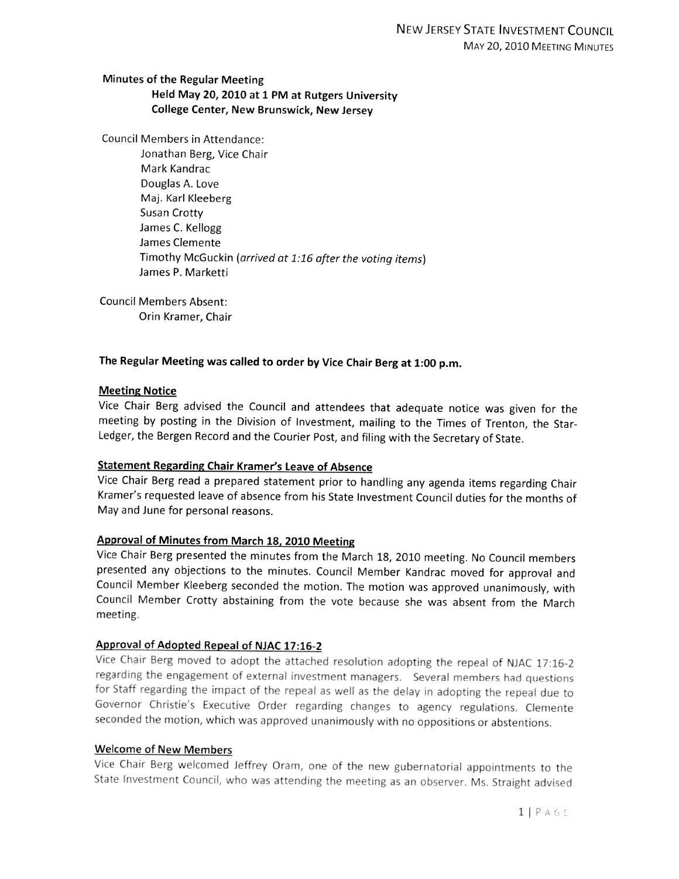**Minutes of the Regular Meeting**
**Held May 20, 2010 at 1 PM at Rutgers University**
**College Center, New Brunswick, New Jersey**

Council Members in Attendance:
- Jonathan Berg, Vice Chair
- Mark Kandrac
- Douglas A. Love
- Maj. Karl Kleeberg
- Susan Crotty
- James C. Kellogg
- James Clemente
- Timothy McGuckin (*arrived at 1:16 after the voting items*)
- James P. Marketti

Council Members Absent:
- Orin Kramer, Chair

**The Regular Meeting was called to order by Vice Chair Berg at 1:00 p.m.**

**Meeting Notice**

Vice Chair Berg advised the Council and attendees that adequate notice was given for the meeting by posting in the Division of Investment, mailing to the Times of Trenton, the Star-Ledger, the Bergen Record and the Courier Post, and filing with the Secretary of State.

**Statement Regarding Chair Kramer's Leave of Absence**

Vice Chair Berg read a prepared statement prior to handling any agenda items regarding Chair Kramer's requested leave of absence from his State Investment Council duties for the months of May and June for personal reasons.

**Approval of Minutes from March 18, 2010 Meeting**

Vice Chair Berg presented the minutes from the March 18, 2010 meeting. No Council members presented any objections to the minutes. Council Member Kandrac moved for approval and Council Member Kleeberg seconded the motion. The motion was approved unanimously, with Council Member Crotty abstaining from the vote because she was absent from the March meeting.

**Approval of Adopted Repeal of NJAC 17:16-2**

Vice Chair Berg moved to adopt the attached resolution adopting the repeal of NJAC 17:16-2 regarding the engagement of external investment managers. Several members had questions for Staff regarding the impact of the repeal as well as the delay in adopting the repeal due to Governor Christie's Executive Order regarding changes to agency regulations. Clemente seconded the motion, which was approved unanimously with no oppositions or abstentions.

**Welcome of New Members**

Vice Chair Berg welcomed Jeffrey Oram, one of the new gubernatorial appointments to the State Investment Council, who was attending the meeting as an observer. Ms. Straight advised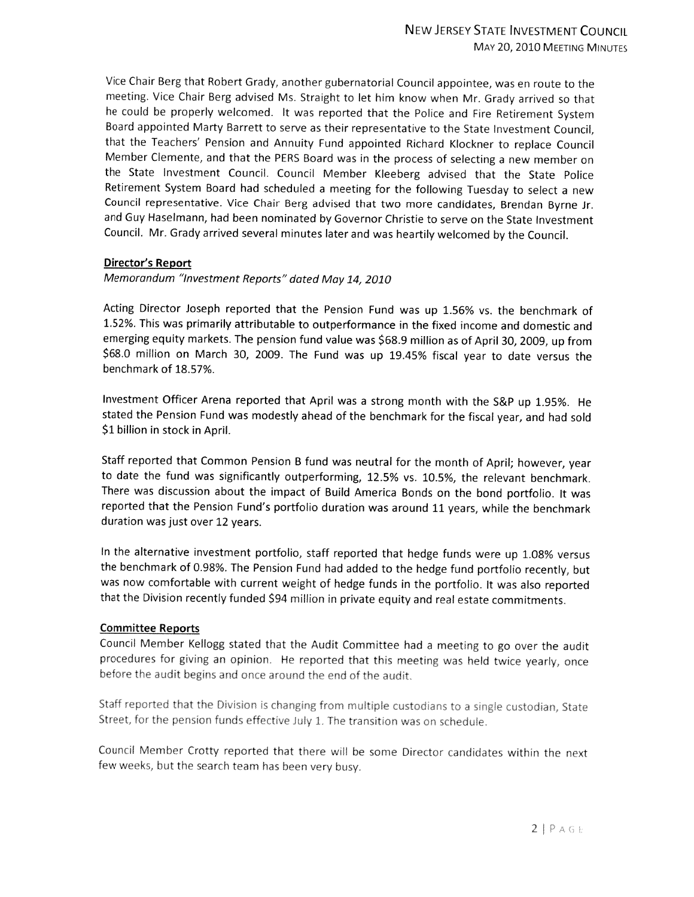Vice Chair Berg that Robert Grady, another gubernatorial Council appointee, was en route to the meeting. Vice Chair Berg advised Ms. Straight to let him know when Mr. Grady arrived so that he could be properly welcomed. It was reported that the Police and Fire Retirement System Board appointed Marty Barrett to serve as their representative to the State Investment Council, that the Teachers' Pension and Annuity Fund appointed Richard Klockner to replace Council Member Clemente, and that the PERS Board was in the process of selecting a new member on the State Investment Council. Council Member Kleeberg advised that the State Police Retirement System Board had scheduled a meeting for the following Tuesday to select a new Council representative. Vice Chair Berg advised that two more candidates, Brendan Byrne Jr. and Guy Haselmann, had been nominated by Governor Christie to serve on the State Investment Council. Mr. Grady arrived several minutes later and was heartily welcomed by the Council.

**Director's Report**

*Memorandum "Investment Reports" dated May 14, 2010*

Acting Director Joseph reported that the Pension Fund was up 1.56% vs. the benchmark of 1.52%. This was primarily attributable to outperformance in the fixed income and domestic and emerging equity markets. The pension fund value was $68.9 million as of April 30, 2009, up from $68.0 million on March 30, 2009. The Fund was up 19.45% fiscal year to date versus the benchmark of 18.57%.

Investment Officer Arena reported that April was a strong month with the S&P up 1.95%. He stated the Pension Fund was modestly ahead of the benchmark for the fiscal year, and had sold $1 billion in stock in April.

Staff reported that Common Pension B fund was neutral for the month of April; however, year to date the fund was significantly outperforming, 12.5% vs. 10.5%, the relevant benchmark. There was discussion about the impact of Build America Bonds on the bond portfolio. It was reported that the Pension Fund's portfolio duration was around 11 years, while the benchmark duration was just over 12 years.

In the alternative investment portfolio, staff reported that hedge funds were up 1.08% versus the benchmark of 0.98%. The Pension Fund had added to the hedge fund portfolio recently, but was now comfortable with current weight of hedge funds in the portfolio. It was also reported that the Division recently funded $94 million in private equity and real estate commitments.

**Committee Reports**

Council Member Kellogg stated that the Audit Committee had a meeting to go over the audit procedures for giving an opinion. He reported that this meeting was held twice yearly, once before the audit begins and once around the end of the audit.

Staff reported that the Division is changing from multiple custodians to a single custodian, State Street, for the pension funds effective July 1. The transition was on schedule.

Council Member Crotty reported that there will be some Director candidates within the next few weeks, but the search team has been very busy.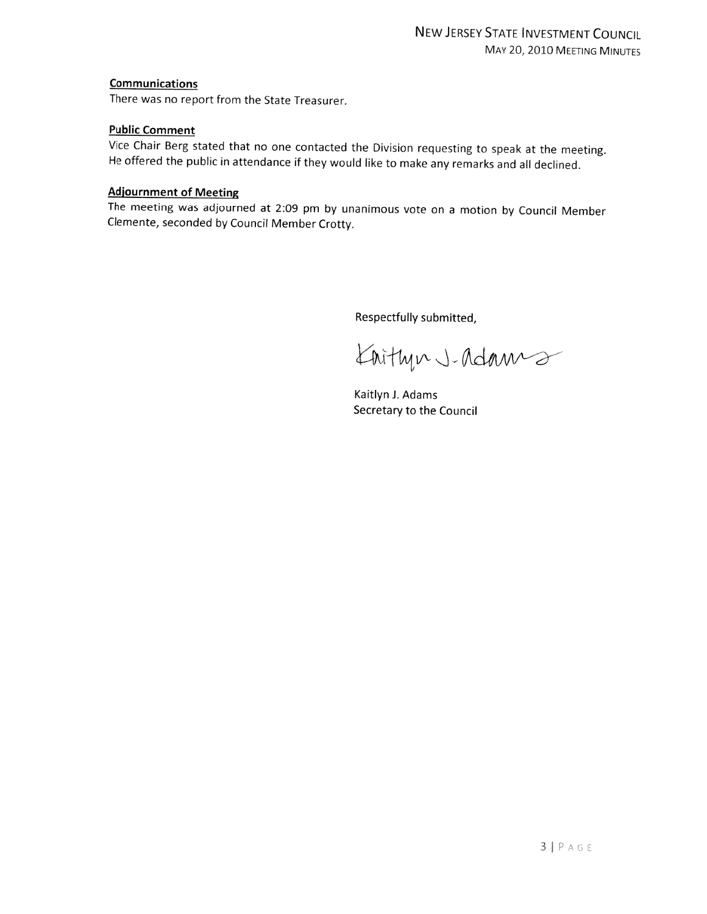**Communications**

There was no report from the State Treasurer.

**Public Comment**

Vice Chair Berg stated that no one contacted the Division requesting to speak at the meeting. He offered the public in attendance if they would like to make any remarks and all declined.

**Adjournment of Meeting**

The meeting was adjourned at 2:09 pm by unanimous vote on a motion by Council Member Clemente, seconded by Council Member Crotty.

Respectfully submitted,

Kaitlyn J. Adams

Kaitlyn J. Adams
Secretary to the Council